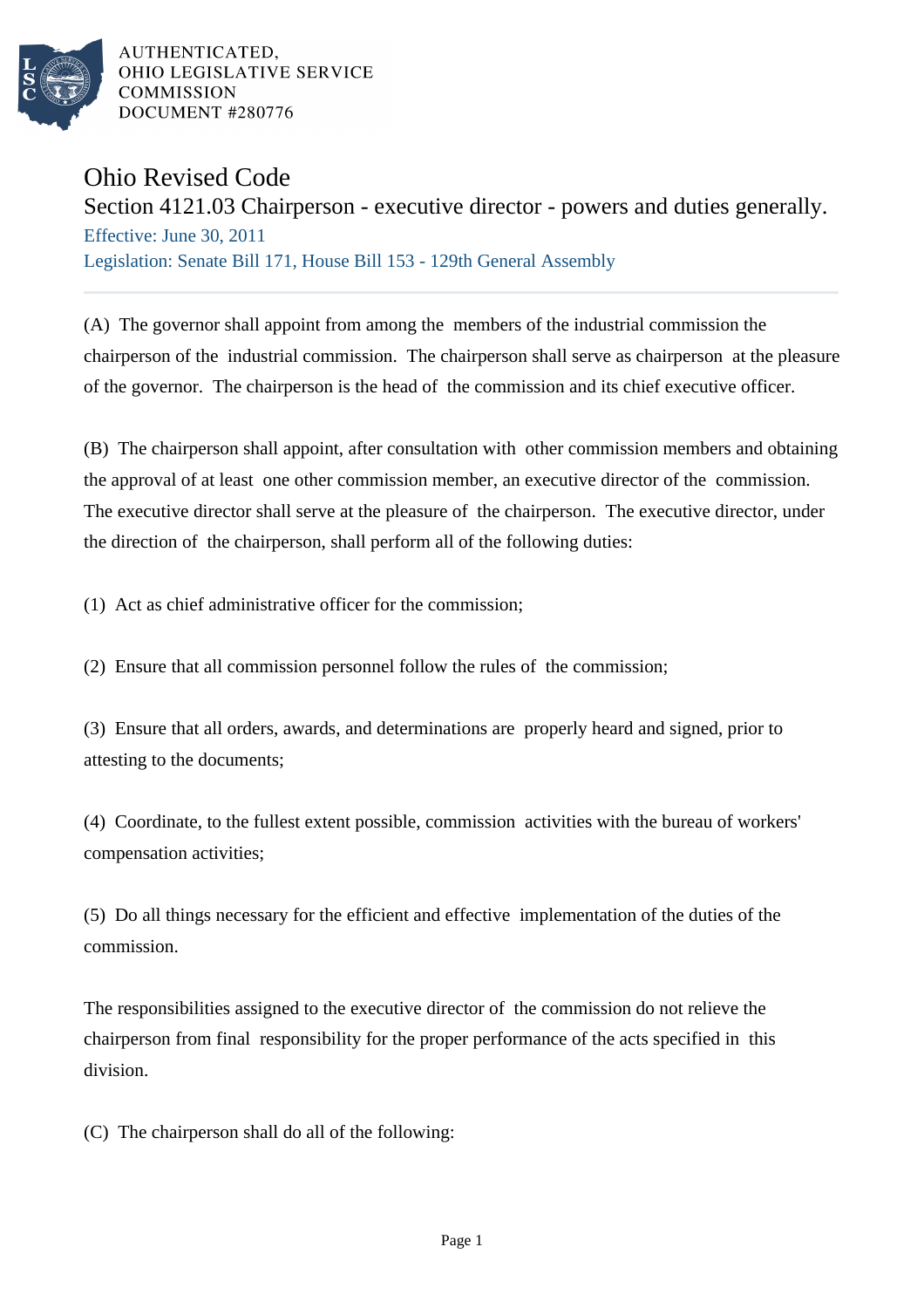AUTHENTICATED,
OHIO LEGISLATIVE SERVICE
COMMISSION
DOCUMENT #280776

# Ohio Revised Code

## Section 4121.03 Chairperson - executive director - powers and duties generally.

Effective: June 30, 2011

Legislation: Senate Bill 171, House Bill 153 - 129th General Assembly

---

(A) The governor shall appoint from among the members of the industrial commission the chairperson of the industrial commission. The chairperson shall serve as chairperson at the pleasure of the governor. The chairperson is the head of the commission and its chief executive officer.

(B) The chairperson shall appoint, after consultation with other commission members and obtaining the approval of at least one other commission member, an executive director of the commission. The executive director shall serve at the pleasure of the chairperson. The executive director, under the direction of the chairperson, shall perform all of the following duties:

(1) Act as chief administrative officer for the commission;

(2) Ensure that all commission personnel follow the rules of the commission;

(3) Ensure that all orders, awards, and determinations are properly heard and signed, prior to attesting to the documents;

(4) Coordinate, to the fullest extent possible, commission activities with the bureau of workers' compensation activities;

(5) Do all things necessary for the efficient and effective implementation of the duties of the commission.

The responsibilities assigned to the executive director of the commission do not relieve the chairperson from final responsibility for the proper performance of the acts specified in this division.

(C) The chairperson shall do all of the following: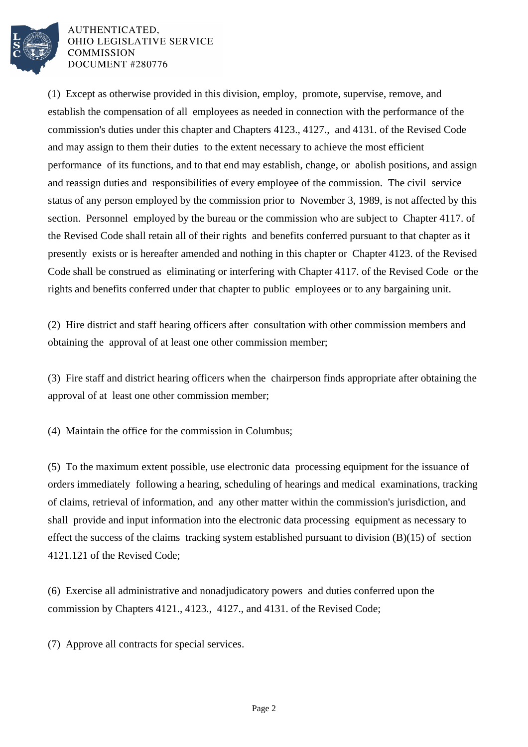(1) Except as otherwise provided in this division, employ, promote, supervise, remove, and establish the compensation of all employees as needed in connection with the performance of the commission's duties under this chapter and Chapters 4123., 4127., and 4131. of the Revised Code and may assign to them their duties to the extent necessary to achieve the most efficient performance of its functions, and to that end may establish, change, or abolish positions, and assign and reassign duties and responsibilities of every employee of the commission. The civil service status of any person employed by the commission prior to November 3, 1989, is not affected by this section. Personnel employed by the bureau or the commission who are subject to Chapter 4117. of the Revised Code shall retain all of their rights and benefits conferred pursuant to that chapter as it presently exists or is hereafter amended and nothing in this chapter or Chapter 4123. of the Revised Code shall be construed as eliminating or interfering with Chapter 4117. of the Revised Code or the rights and benefits conferred under that chapter to public employees or to any bargaining unit.

(2) Hire district and staff hearing officers after consultation with other commission members and obtaining the approval of at least one other commission member;

(3) Fire staff and district hearing officers when the chairperson finds appropriate after obtaining the approval of at least one other commission member;

(4) Maintain the office for the commission in Columbus;

(5) To the maximum extent possible, use electronic data processing equipment for the issuance of orders immediately following a hearing, scheduling of hearings and medical examinations, tracking of claims, retrieval of information, and any other matter within the commission's jurisdiction, and shall provide and input information into the electronic data processing equipment as necessary to effect the success of the claims tracking system established pursuant to division (B)(15) of section 4121.121 of the Revised Code;

(6) Exercise all administrative and nonadjudicatory powers and duties conferred upon the commission by Chapters 4121., 4123., 4127., and 4131. of the Revised Code;

(7) Approve all contracts for special services.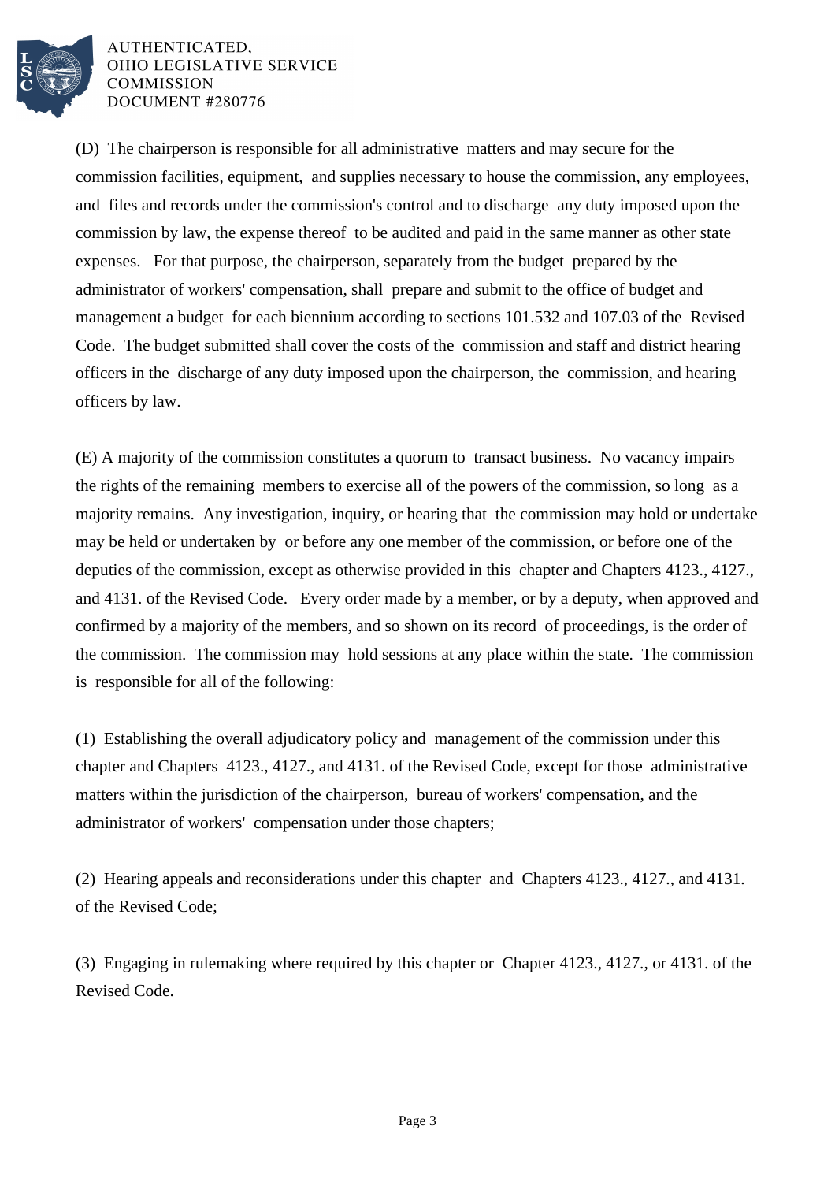(D) The chairperson is responsible for all administrative matters and may secure for the commission facilities, equipment, and supplies necessary to house the commission, any employees, and files and records under the commission's control and to discharge any duty imposed upon the commission by law, the expense thereof to be audited and paid in the same manner as other state expenses. For that purpose, the chairperson, separately from the budget prepared by the administrator of workers' compensation, shall prepare and submit to the office of budget and management a budget for each biennium according to sections 101.532 and 107.03 of the Revised Code. The budget submitted shall cover the costs of the commission and staff and district hearing officers in the discharge of any duty imposed upon the chairperson, the commission, and hearing officers by law.

(E) A majority of the commission constitutes a quorum to transact business. No vacancy impairs the rights of the remaining members to exercise all of the powers of the commission, so long as a majority remains. Any investigation, inquiry, or hearing that the commission may hold or undertake may be held or undertaken by or before any one member of the commission, or before one of the deputies of the commission, except as otherwise provided in this chapter and Chapters 4123., 4127., and 4131. of the Revised Code. Every order made by a member, or by a deputy, when approved and confirmed by a majority of the members, and so shown on its record of proceedings, is the order of the commission. The commission may hold sessions at any place within the state. The commission is responsible for all of the following:

(1) Establishing the overall adjudicatory policy and management of the commission under this chapter and Chapters 4123., 4127., and 4131. of the Revised Code, except for those administrative matters within the jurisdiction of the chairperson, bureau of workers' compensation, and the administrator of workers' compensation under those chapters;

(2) Hearing appeals and reconsiderations under this chapter and Chapters 4123., 4127., and 4131. of the Revised Code;

(3) Engaging in rulemaking where required by this chapter or Chapter 4123., 4127., or 4131. of the Revised Code.